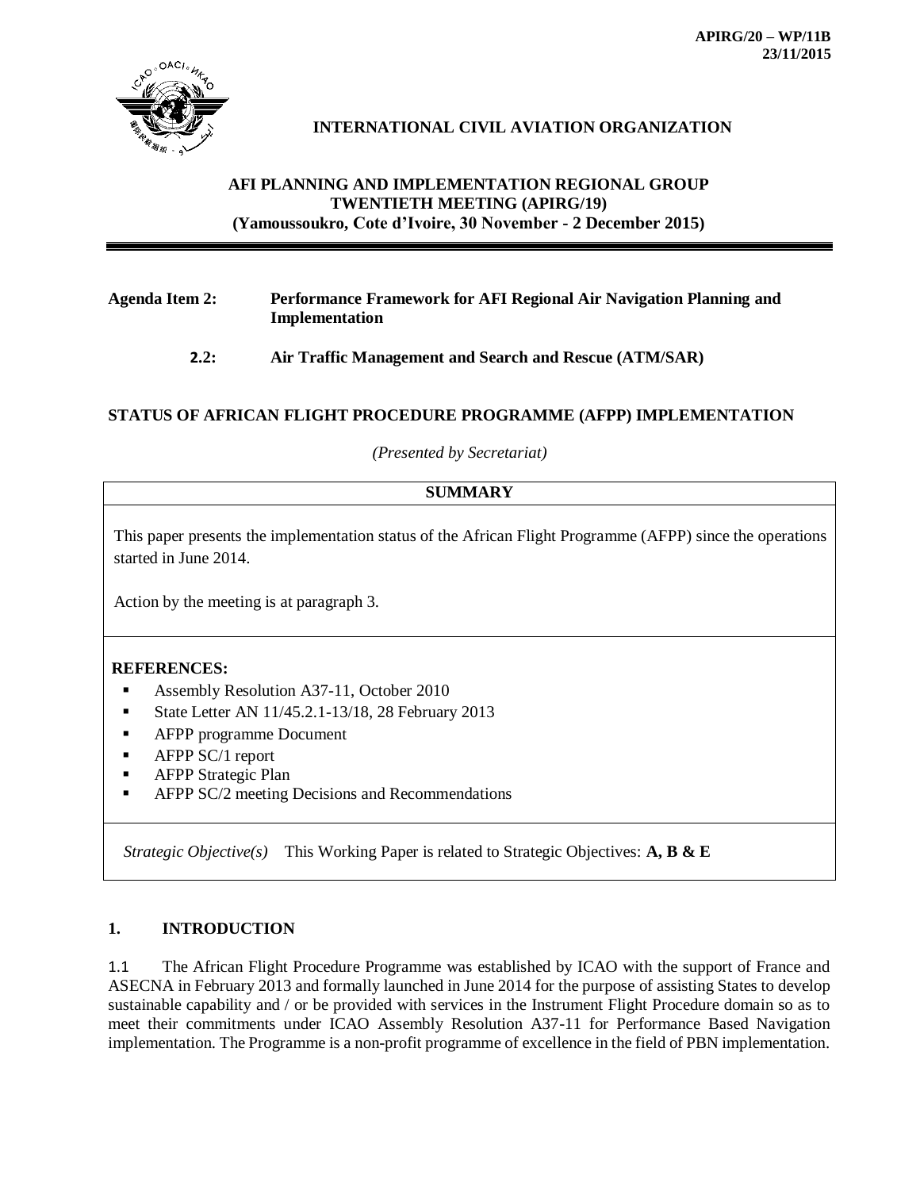APIRG/20 – WP/11B
23/11/2015

**INTERNATIONAL CIVIL AVIATION ORGANIZATION**

**AFI PLANNING AND IMPLEMENTATION REGIONAL GROUP TWENTIETH MEETING (APIRG/19)**
**(Yamoussoukro, Cote d'Ivoire, 30 November - 2 December 2015)**

**Agenda Item 2: Performance Framework for AFI Regional Air Navigation Planning and Implementation**

**2.2: Air Traffic Management and Search and Rescue (ATM/SAR)**

## STATUS OF AFRICAN FLIGHT PROCEDURE PROGRAMME (AFPP) IMPLEMENTATION

*(Presented by Secretariat)*

**SUMMARY**

This paper presents the implementation status of the African Flight Programme (AFPP) since the operations started in June 2014.

Action by the meeting is at paragraph 3.

**REFERENCES:**

- Assembly Resolution A37-11, October 2010
- State Letter AN 11/45.2.1-13/18, 28 February 2013
- AFPP programme Document
- AFPP SC/1 report
- AFPP Strategic Plan
- AFPP SC/2 meeting Decisions and Recommendations

*Strategic Objective(s)* This Working Paper is related to Strategic Objectives: **A, B & E**

## 1. INTRODUCTION

1.1 The African Flight Procedure Programme was established by ICAO with the support of France and ASECNA in February 2013 and formally launched in June 2014 for the purpose of assisting States to develop sustainable capability and / or be provided with services in the Instrument Flight Procedure domain so as to meet their commitments under ICAO Assembly Resolution A37-11 for Performance Based Navigation implementation. The Programme is a non-profit programme of excellence in the field of PBN implementation.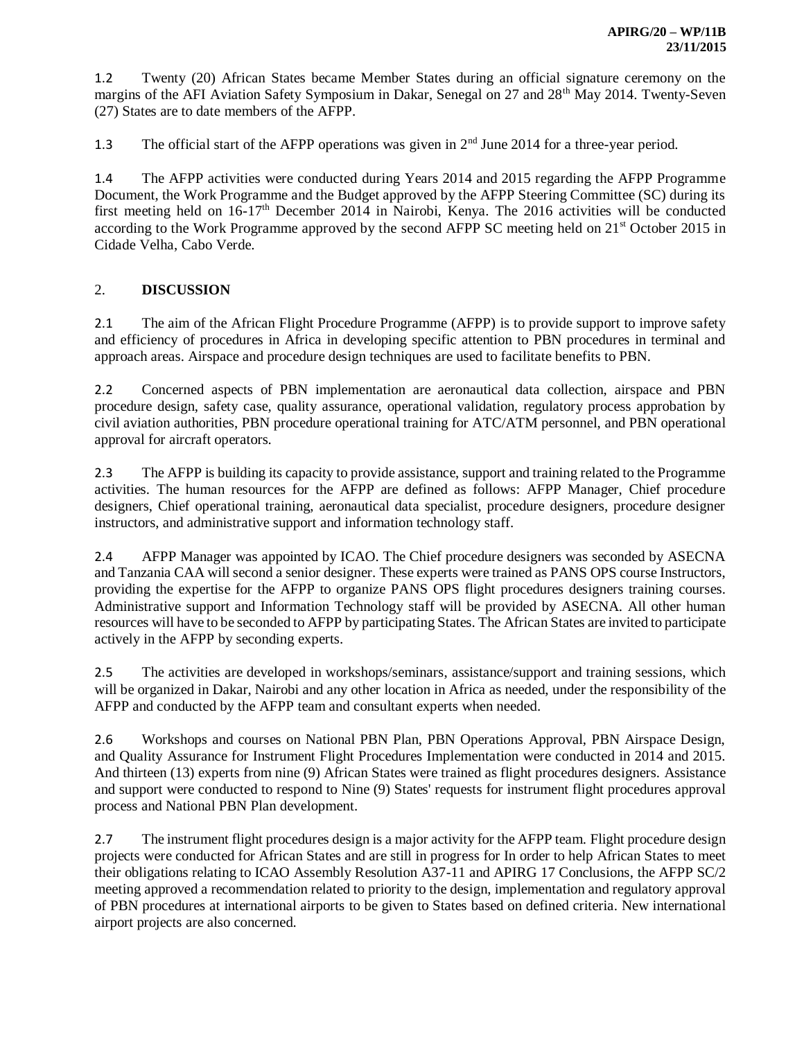1.2 Twenty (20) African States became Member States during an official signature ceremony on the margins of the AFI Aviation Safety Symposium in Dakar, Senegal on 27 and 28th May 2014. Twenty-Seven (27) States are to date members of the AFPP.

1.3 The official start of the AFPP operations was given in 2nd June 2014 for a three-year period.

1.4 The AFPP activities were conducted during Years 2014 and 2015 regarding the AFPP Programme Document, the Work Programme and the Budget approved by the AFPP Steering Committee (SC) during its first meeting held on 16-17th December 2014 in Nairobi, Kenya. The 2016 activities will be conducted according to the Work Programme approved by the second AFPP SC meeting held on 21st October 2015 in Cidade Velha, Cabo Verde.

## 2. **DISCUSSION**

2.1 The aim of the African Flight Procedure Programme (AFPP) is to provide support to improve safety and efficiency of procedures in Africa in developing specific attention to PBN procedures in terminal and approach areas. Airspace and procedure design techniques are used to facilitate benefits to PBN.

2.2 Concerned aspects of PBN implementation are aeronautical data collection, airspace and PBN procedure design, safety case, quality assurance, operational validation, regulatory process approbation by civil aviation authorities, PBN procedure operational training for ATC/ATM personnel, and PBN operational approval for aircraft operators.

2.3 The AFPP is building its capacity to provide assistance, support and training related to the Programme activities. The human resources for the AFPP are defined as follows: AFPP Manager, Chief procedure designers, Chief operational training, aeronautical data specialist, procedure designers, procedure designer instructors, and administrative support and information technology staff.

2.4 AFPP Manager was appointed by ICAO. The Chief procedure designers was seconded by ASECNA and Tanzania CAA will second a senior designer. These experts were trained as PANS OPS course Instructors, providing the expertise for the AFPP to organize PANS OPS flight procedures designers training courses. Administrative support and Information Technology staff will be provided by ASECNA. All other human resources will have to be seconded to AFPP by participating States. The African States are invited to participate actively in the AFPP by seconding experts.

2.5 The activities are developed in workshops/seminars, assistance/support and training sessions, which will be organized in Dakar, Nairobi and any other location in Africa as needed, under the responsibility of the AFPP and conducted by the AFPP team and consultant experts when needed.

2.6 Workshops and courses on National PBN Plan, PBN Operations Approval, PBN Airspace Design, and Quality Assurance for Instrument Flight Procedures Implementation were conducted in 2014 and 2015. And thirteen (13) experts from nine (9) African States were trained as flight procedures designers. Assistance and support were conducted to respond to Nine (9) States' requests for instrument flight procedures approval process and National PBN Plan development.

2.7 The instrument flight procedures design is a major activity for the AFPP team. Flight procedure design projects were conducted for African States and are still in progress for In order to help African States to meet their obligations relating to ICAO Assembly Resolution A37-11 and APIRG 17 Conclusions, the AFPP SC/2 meeting approved a recommendation related to priority to the design, implementation and regulatory approval of PBN procedures at international airports to be given to States based on defined criteria. New international airport projects are also concerned.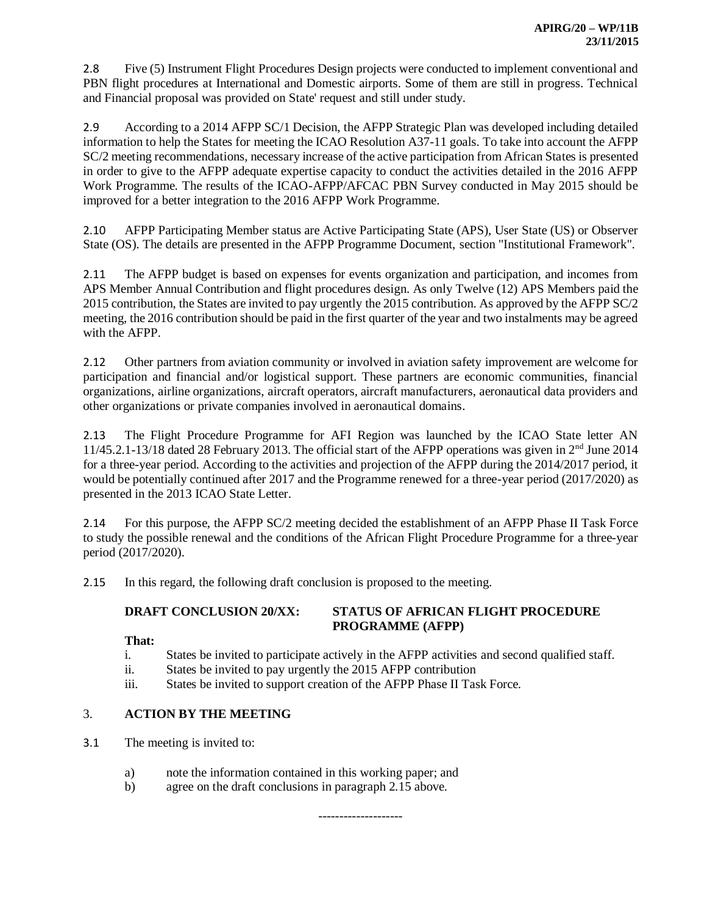2.8 Five (5) Instrument Flight Procedures Design projects were conducted to implement conventional and PBN flight procedures at International and Domestic airports. Some of them are still in progress. Technical and Financial proposal was provided on State' request and still under study.

2.9 According to a 2014 AFPP SC/1 Decision, the AFPP Strategic Plan was developed including detailed information to help the States for meeting the ICAO Resolution A37-11 goals. To take into account the AFPP SC/2 meeting recommendations, necessary increase of the active participation from African States is presented in order to give to the AFPP adequate expertise capacity to conduct the activities detailed in the 2016 AFPP Work Programme. The results of the ICAO-AFPP/AFCAC PBN Survey conducted in May 2015 should be improved for a better integration to the 2016 AFPP Work Programme.

2.10 AFPP Participating Member status are Active Participating State (APS), User State (US) or Observer State (OS). The details are presented in the AFPP Programme Document, section "Institutional Framework".

2.11 The AFPP budget is based on expenses for events organization and participation, and incomes from APS Member Annual Contribution and flight procedures design. As only Twelve (12) APS Members paid the 2015 contribution, the States are invited to pay urgently the 2015 contribution. As approved by the AFPP SC/2 meeting, the 2016 contribution should be paid in the first quarter of the year and two instalments may be agreed with the AFPP.

2.12 Other partners from aviation community or involved in aviation safety improvement are welcome for participation and financial and/or logistical support. These partners are economic communities, financial organizations, airline organizations, aircraft operators, aircraft manufacturers, aeronautical data providers and other organizations or private companies involved in aeronautical domains.

2.13 The Flight Procedure Programme for AFI Region was launched by the ICAO State letter AN 11/45.2.1-13/18 dated 28 February 2013. The official start of the AFPP operations was given in 2nd June 2014 for a three-year period. According to the activities and projection of the AFPP during the 2014/2017 period, it would be potentially continued after 2017 and the Programme renewed for a three-year period (2017/2020) as presented in the 2013 ICAO State Letter.

2.14 For this purpose, the AFPP SC/2 meeting decided the establishment of an AFPP Phase II Task Force to study the possible renewal and the conditions of the African Flight Procedure Programme for a three-year period (2017/2020).

2.15 In this regard, the following draft conclusion is proposed to the meeting.

**DRAFT CONCLUSION 20/XX: STATUS OF AFRICAN FLIGHT PROCEDURE PROGRAMME (AFPP)**

**That:**

i. States be invited to participate actively in the AFPP activities and second qualified staff.
ii. States be invited to pay urgently the 2015 AFPP contribution
iii. States be invited to support creation of the AFPP Phase II Task Force.

## 3. ACTION BY THE MEETING

3.1 The meeting is invited to:

a) note the information contained in this working paper; and
b) agree on the draft conclusions in paragraph 2.15 above.

--------------------